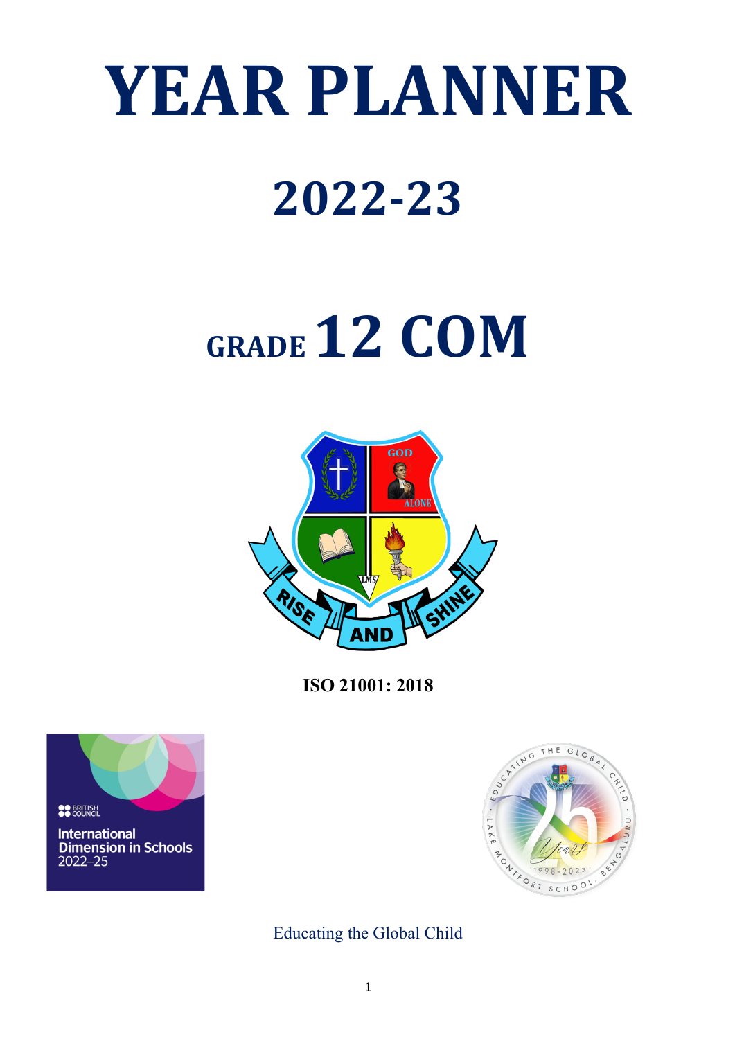# YEAR PLANNER

# 2022-23

# GRADE 12 COM

**ISO 21001: 2018**

Educating the Global Child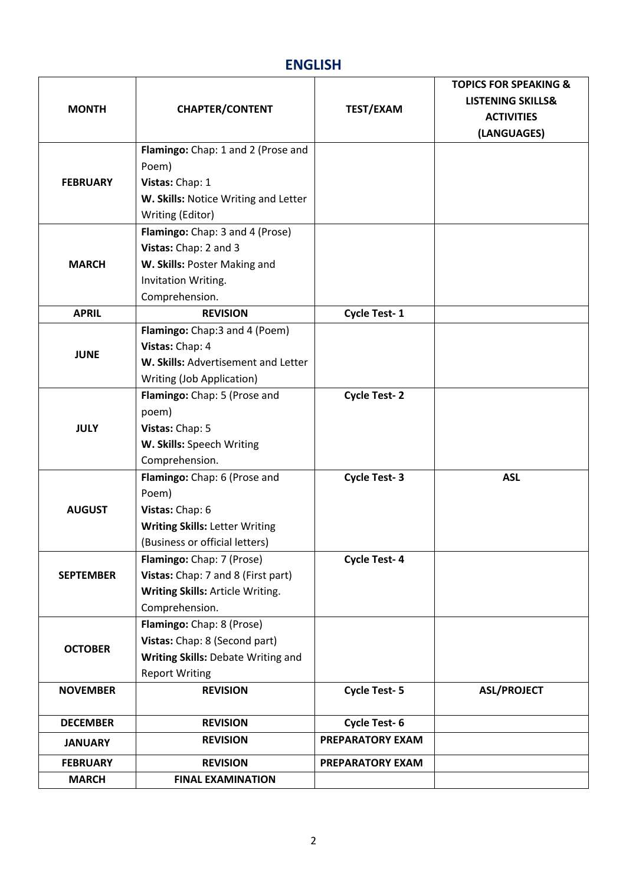## ENGLISH

| MONTH | CHAPTER/CONTENT | TEST/EXAM | TOPICS FOR SPEAKING & LISTENING SKILLS& ACTIVITIES (LANGUAGES) |
|---|---|---|---|
| **FEBRUARY** | **Flamingo:** Chap: 1 and 2 (Prose and Poem)<br>**Vistas:** Chap: 1<br>**W. Skills:** Notice Writing and Letter Writing (Editor) | | |
| **MARCH** | **Flamingo:** Chap: 3 and 4 (Prose)<br>**Vistas:** Chap: 2 and 3<br>**W. Skills:** Poster Making and Invitation Writing.<br>Comprehension. | | |
| **APRIL** | **REVISION** | **Cycle Test- 1** | |
| **JUNE** | **Flamingo:** Chap:3 and 4 (Poem)<br>**Vistas:** Chap: 4<br>**W. Skills:** Advertisement and Letter Writing (Job Application) | | |
| **JULY** | **Flamingo:** Chap: 5 (Prose and poem)<br>**Vistas:** Chap: 5<br>**W. Skills:** Speech Writing<br>Comprehension. | **Cycle Test- 2** | |
| **AUGUST** | **Flamingo:** Chap: 6 (Prose and Poem)<br>**Vistas:** Chap: 6<br>**Writing Skills:** Letter Writing (Business or official letters) | **Cycle Test- 3** | **ASL** |
| **SEPTEMBER** | **Flamingo:** Chap: 7 (Prose)<br>**Vistas:** Chap: 7 and 8 (First part)<br>**Writing Skills:** Article Writing.<br>Comprehension. | **Cycle Test- 4** | |
| **OCTOBER** | **Flamingo:** Chap: 8 (Prose)<br>**Vistas:** Chap: 8 (Second part)<br>**Writing Skills:** Debate Writing and Report Writing | | |
| **NOVEMBER** | **REVISION** | **Cycle Test- 5** | **ASL/PROJECT** |
| **DECEMBER** | **REVISION** | **Cycle Test- 6** | |
| **JANUARY** | **REVISION** | **PREPARATORY EXAM** | |
| **FEBRUARY** | **REVISION** | **PREPARATORY EXAM** | |
| **MARCH** | **FINAL EXAMINATION** | | |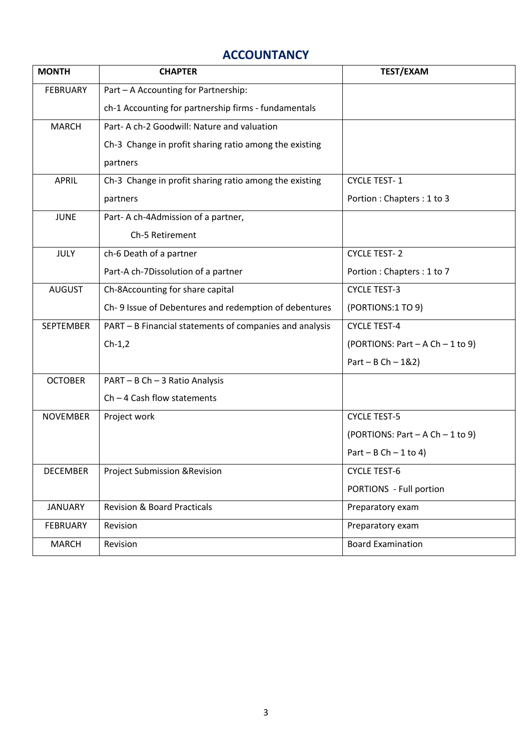## ACCOUNTANCY

| MONTH | CHAPTER | TEST/EXAM |
|---|---|---|
| FEBRUARY | Part – A Accounting for Partnership:<br>ch-1 Accounting for partnership firms - fundamentals | |
| MARCH | Part- A ch-2 Goodwill: Nature and valuation<br>Ch-3 Change in profit sharing ratio among the existing partners | |
| APRIL | Ch-3 Change in profit sharing ratio among the existing partners | CYCLE TEST- 1<br>Portion : Chapters : 1 to 3 |
| JUNE | Part- A ch-4Admission of a partner,<br>Ch-5 Retirement | |
| JULY | ch-6 Death of a partner<br>Part-A ch-7Dissolution of a partner | CYCLE TEST- 2<br>Portion : Chapters : 1 to 7 |
| AUGUST | Ch-8Accounting for share capital<br>Ch- 9 Issue of Debentures and redemption of debentures | CYCLE TEST-3<br>(PORTIONS:1 TO 9) |
| SEPTEMBER | PART – B Financial statements of companies and analysis<br>Ch-1,2 | CYCLE TEST-4<br>(PORTIONS: Part – A Ch – 1 to 9)<br>Part – B Ch – 1&2) |
| OCTOBER | PART – B Ch – 3 Ratio Analysis<br>Ch – 4 Cash flow statements | |
| NOVEMBER | Project work | CYCLE TEST-5<br>(PORTIONS: Part – A Ch – 1 to 9)<br>Part – B Ch – 1 to 4) |
| DECEMBER | Project Submission &Revision | CYCLE TEST-6<br>PORTIONS - Full portion |
| JANUARY | Revision & Board Practicals | Preparatory exam |
| FEBRUARY | Revision | Preparatory exam |
| MARCH | Revision | Board Examination |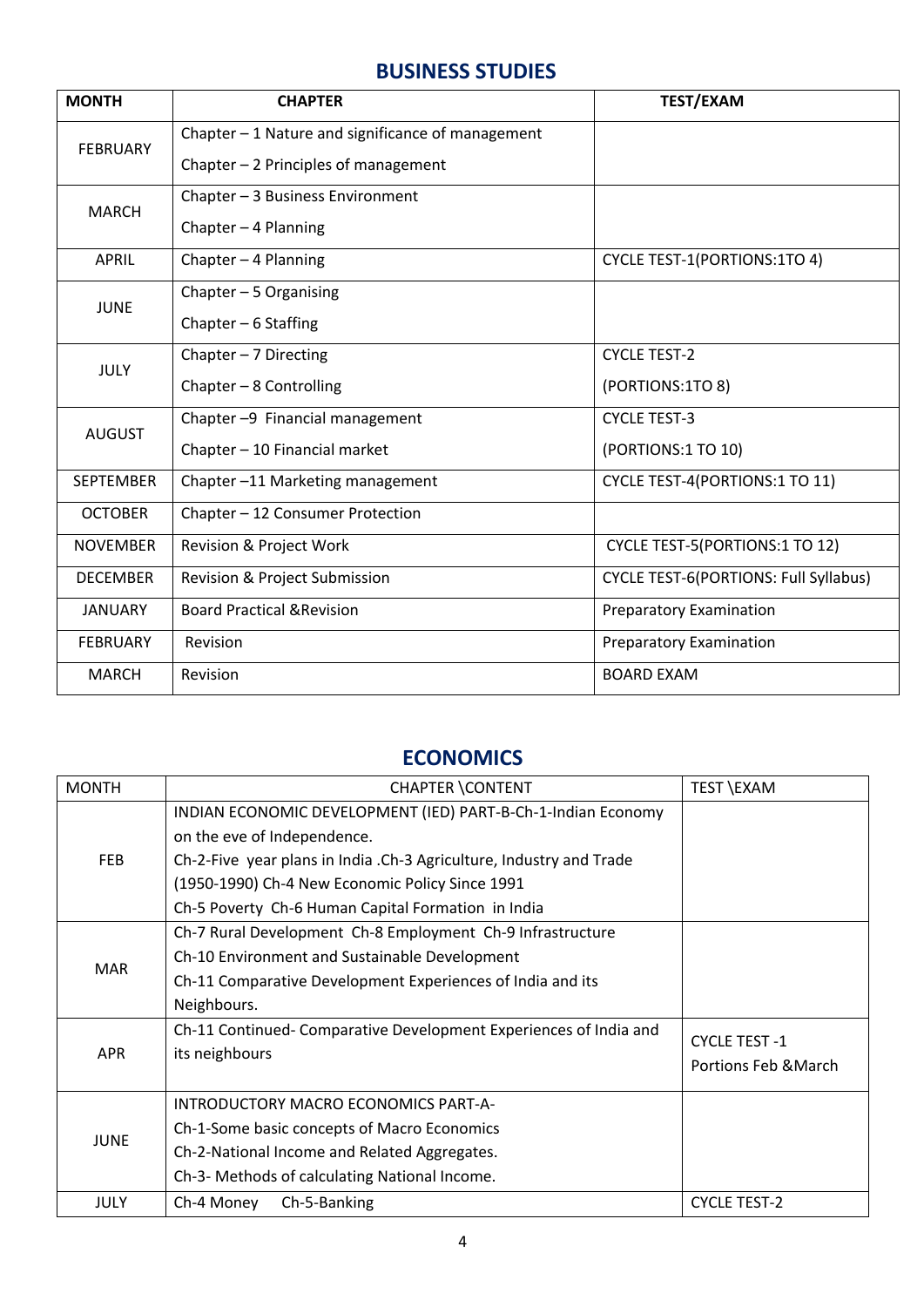## BUSINESS STUDIES

| MONTH | CHAPTER | TEST/EXAM |
|---|---|---|
| FEBRUARY | Chapter – 1 Nature and significance of management<br>Chapter – 2 Principles of management | |
| MARCH | Chapter – 3 Business Environment<br>Chapter – 4 Planning | |
| APRIL | Chapter – 4 Planning | CYCLE TEST-1(PORTIONS:1TO 4) |
| JUNE | Chapter – 5 Organising<br>Chapter – 6 Staffing | |
| JULY | Chapter – 7 Directing<br>Chapter – 8 Controlling | CYCLE TEST-2<br>(PORTIONS:1TO 8) |
| AUGUST | Chapter –9 Financial management<br>Chapter – 10 Financial market | CYCLE TEST-3<br>(PORTIONS:1 TO 10) |
| SEPTEMBER | Chapter –11 Marketing management | CYCLE TEST-4(PORTIONS:1 TO 11) |
| OCTOBER | Chapter – 12 Consumer Protection | |
| NOVEMBER | Revision & Project Work | CYCLE TEST-5(PORTIONS:1 TO 12) |
| DECEMBER | Revision & Project Submission | CYCLE TEST-6(PORTIONS: Full Syllabus) |
| JANUARY | Board Practical &Revision | Preparatory Examination |
| FEBRUARY | Revision | Preparatory Examination |
| MARCH | Revision | BOARD EXAM |

## ECONOMICS

| MONTH | CHAPTER \CONTENT | TEST \EXAM |
|---|---|---|
| FEB | INDIAN ECONOMIC DEVELOPMENT (IED) PART-B-Ch-1-Indian Economy on the eve of Independence.<br>Ch-2-Five year plans in India .Ch-3 Agriculture, Industry and Trade (1950-1990) Ch-4 New Economic Policy Since 1991<br>Ch-5 Poverty Ch-6 Human Capital Formation in India | |
| MAR | Ch-7 Rural Development Ch-8 Employment Ch-9 Infrastructure<br>Ch-10 Environment and Sustainable Development<br>Ch-11 Comparative Development Experiences of India and its Neighbours. | |
| APR | Ch-11 Continued- Comparative Development Experiences of India and its neighbours | CYCLE TEST -1<br>Portions Feb &March |
| JUNE | INTRODUCTORY MACRO ECONOMICS PART-A-<br>Ch-1-Some basic concepts of Macro Economics<br>Ch-2-National Income and Related Aggregates.<br>Ch-3- Methods of calculating National Income. | |
| JULY | Ch-4 Money Ch-5-Banking | CYCLE TEST-2 |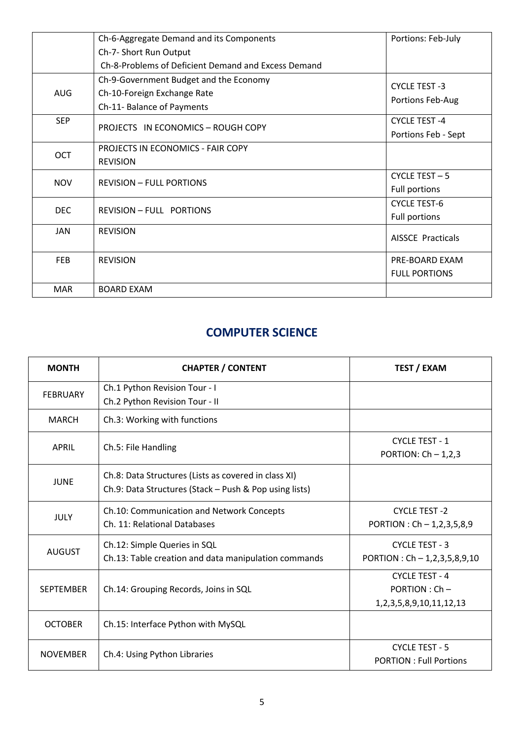| | | |
|---|---|---|
| | Ch-6-Aggregate Demand and its Components<br>Ch-7- Short Run Output<br>Ch-8-Problems of Deficient Demand and Excess Demand | Portions: Feb-July |
| AUG | Ch-9-Government Budget and the Economy<br>Ch-10-Foreign Exchange Rate<br>Ch-11- Balance of Payments | CYCLE TEST -3<br>Portions Feb-Aug |
| SEP | PROJECTS IN ECONOMICS – ROUGH COPY | CYCLE TEST -4<br>Portions Feb - Sept |
| OCT | PROJECTS IN ECONOMICS - FAIR COPY<br>REVISION | |
| NOV | REVISION – FULL PORTIONS | CYCLE TEST – 5<br>Full portions |
| DEC | REVISION – FULL PORTIONS | CYCLE TEST-6<br>Full portions |
| JAN | REVISION | AISSCE Practicals |
| FEB | REVISION | PRE-BOARD EXAM<br>FULL PORTIONS |
| MAR | BOARD EXAM | |

## COMPUTER SCIENCE

| MONTH | CHAPTER / CONTENT | TEST / EXAM |
|---|---|---|
| FEBRUARY | Ch.1 Python Revision Tour - I<br>Ch.2 Python Revision Tour - II | |
| MARCH | Ch.3: Working with functions | |
| APRIL | Ch.5: File Handling | CYCLE TEST - 1<br>PORTION: Ch – 1,2,3 |
| JUNE | Ch.8: Data Structures (Lists as covered in class XI)<br>Ch.9: Data Structures (Stack – Push & Pop using lists) | |
| JULY | Ch.10: Communication and Network Concepts<br>Ch. 11: Relational Databases | CYCLE TEST -2<br>PORTION : Ch – 1,2,3,5,8,9 |
| AUGUST | Ch.12: Simple Queries in SQL<br>Ch.13: Table creation and data manipulation commands | CYCLE TEST - 3<br>PORTION : Ch – 1,2,3,5,8,9,10 |
| SEPTEMBER | Ch.14: Grouping Records, Joins in SQL | CYCLE TEST - 4<br>PORTION : Ch –<br>1,2,3,5,8,9,10,11,12,13 |
| OCTOBER | Ch.15: Interface Python with MySQL | |
| NOVEMBER | Ch.4: Using Python Libraries | CYCLE TEST - 5<br>PORTION : Full Portions |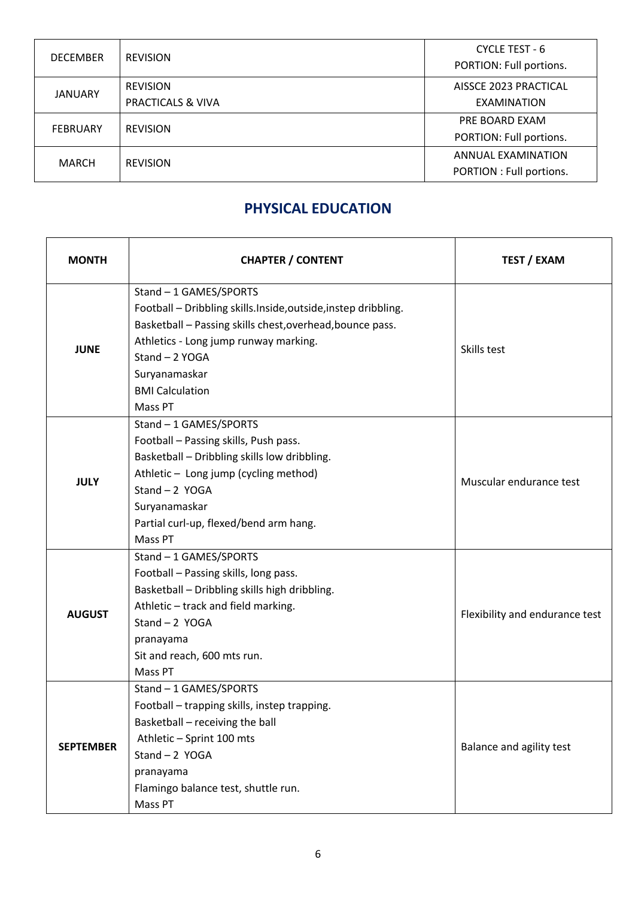| | | |
|---|---|---|
| DECEMBER | REVISION | CYCLE TEST - 6<br>PORTION: Full portions. |
| JANUARY | REVISION<br>PRACTICALS & VIVA | AISSCE 2023 PRACTICAL EXAMINATION |
| FEBRUARY | REVISION | PRE BOARD EXAM<br>PORTION: Full portions. |
| MARCH | REVISION | ANNUAL EXAMINATION<br>PORTION : Full portions. |

## PHYSICAL EDUCATION

| MONTH | CHAPTER / CONTENT | TEST / EXAM |
|---|---|---|
| **JUNE** | Stand – 1 GAMES/SPORTS<br>Football – Dribbling skills.Inside,outside,instep dribbling.<br>Basketball – Passing skills chest,overhead,bounce pass.<br>Athletics - Long jump runway marking.<br>Stand – 2 YOGA<br>Suryanamaskar<br>BMI Calculation<br>Mass PT | Skills test |
| **JULY** | Stand – 1 GAMES/SPORTS<br>Football – Passing skills, Push pass.<br>Basketball – Dribbling skills low dribbling.<br>Athletic – Long jump (cycling method)<br>Stand – 2 YOGA<br>Suryanamaskar<br>Partial curl-up, flexed/bend arm hang.<br>Mass PT | Muscular endurance test |
| **AUGUST** | Stand – 1 GAMES/SPORTS<br>Football – Passing skills, long pass.<br>Basketball – Dribbling skills high dribbling.<br>Athletic – track and field marking.<br>Stand – 2 YOGA<br>pranayama<br>Sit and reach, 600 mts run.<br>Mass PT | Flexibility and endurance test |
| **SEPTEMBER** | Stand – 1 GAMES/SPORTS<br>Football – trapping skills, instep trapping.<br>Basketball – receiving the ball<br>Athletic – Sprint 100 mts<br>Stand – 2 YOGA<br>pranayama<br>Flamingo balance test, shuttle run.<br>Mass PT | Balance and agility test |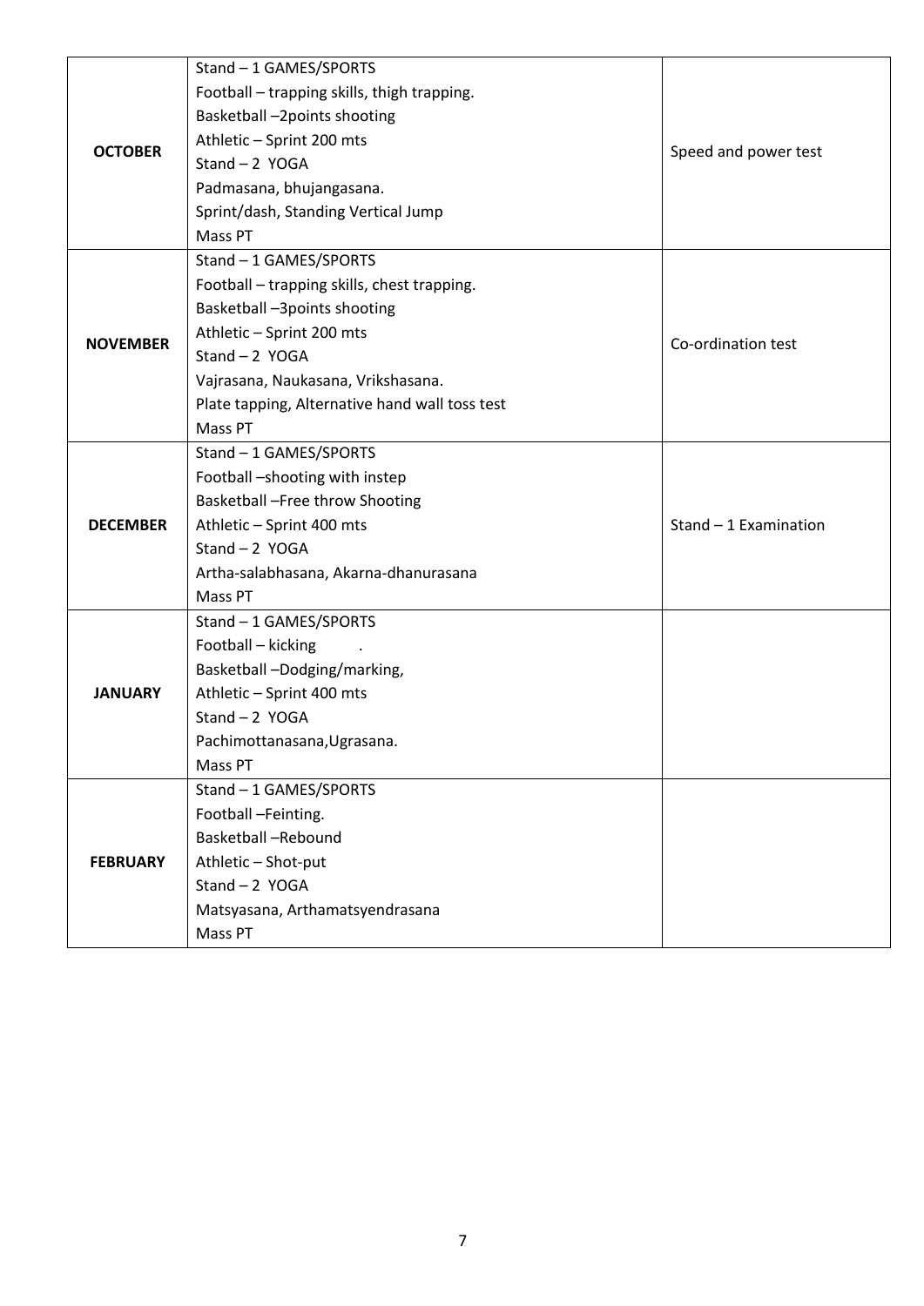| | | |
|---|---|---|
| **OCTOBER** | Stand – 1 GAMES/SPORTS<br>Football – trapping skills, thigh trapping.<br>Basketball –2points shooting<br>Athletic – Sprint 200 mts<br>Stand – 2 YOGA<br>Padmasana, bhujangasana.<br>Sprint/dash, Standing Vertical Jump<br>Mass PT | Speed and power test |
| **NOVEMBER** | Stand – 1 GAMES/SPORTS<br>Football – trapping skills, chest trapping.<br>Basketball –3points shooting<br>Athletic – Sprint 200 mts<br>Stand – 2 YOGA<br>Vajrasana, Naukasana, Vrikshasana.<br>Plate tapping, Alternative hand wall toss test<br>Mass PT | Co-ordination test |
| **DECEMBER** | Stand – 1 GAMES/SPORTS<br>Football –shooting with instep<br>Basketball –Free throw Shooting<br>Athletic – Sprint 400 mts<br>Stand – 2 YOGA<br>Artha-salabhasana, Akarna-dhanurasana<br>Mass PT | Stand – 1 Examination |
| **JANUARY** | Stand – 1 GAMES/SPORTS<br>Football – kicking .<br>Basketball –Dodging/marking,<br>Athletic – Sprint 400 mts<br>Stand – 2 YOGA<br>Pachimottanasana,Ugrasana.<br>Mass PT | |
| **FEBRUARY** | Stand – 1 GAMES/SPORTS<br>Football –Feinting.<br>Basketball –Rebound<br>Athletic – Shot-put<br>Stand – 2 YOGA<br>Matsyasana, Arthamatsyendrasana<br>Mass PT | |